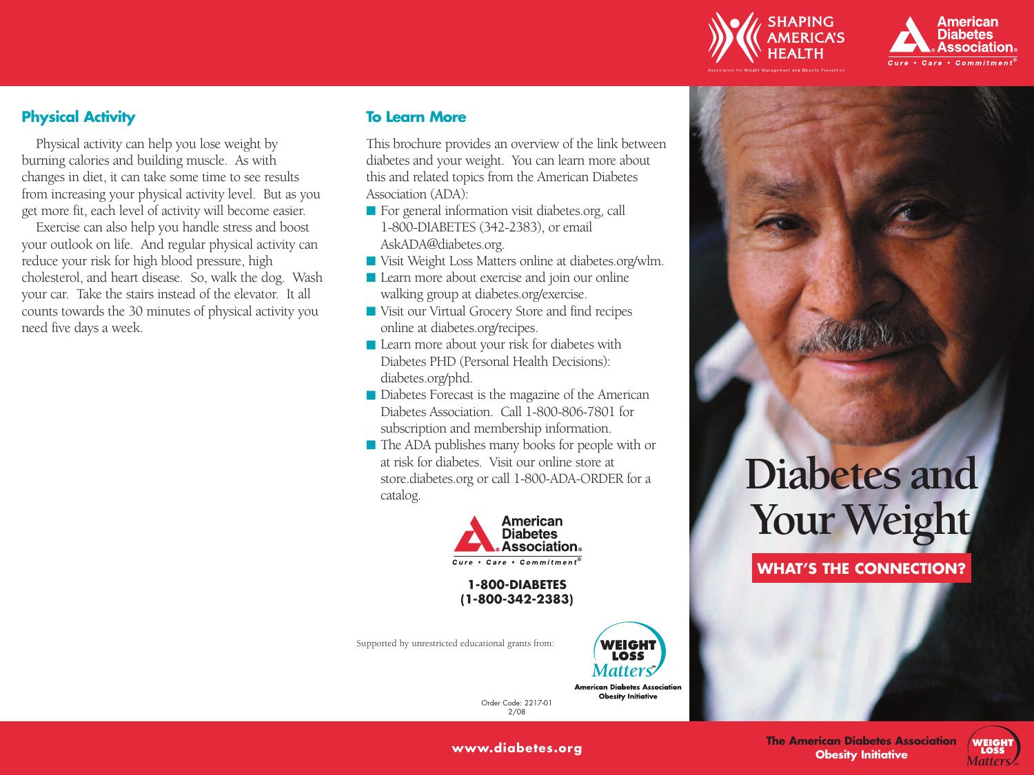SHAPING AMERICA'S HEALTH

Association for Weight Management and Obesity Prevention

American Diabetes Association

Cure • Care • Commitment

## Physical Activity

Physical activity can help you lose weight by burning calories and building muscle. As with changes in diet, it can take some time to see results from increasing your physical activity level. But as you get more fit, each level of activity will become easier.

Exercise can also help you handle stress and boost your outlook on life. And regular physical activity can reduce your risk for high blood pressure, high cholesterol, and heart disease. So, walk the dog. Wash your car. Take the stairs instead of the elevator. It all counts towards the 30 minutes of physical activity you need five days a week.

## To Learn More

This brochure provides an overview of the link between diabetes and your weight. You can learn more about this and related topics from the American Diabetes Association (ADA):

- For general information visit diabetes.org, call 1-800-DIABETES (342-2383), or email AskADA@diabetes.org.
- Visit Weight Loss Matters online at diabetes.org/wlm.
- Learn more about exercise and join our online walking group at diabetes.org/exercise.
- Visit our Virtual Grocery Store and find recipes online at diabetes.org/recipes.
- Learn more about your risk for diabetes with Diabetes PHD (Personal Health Decisions): diabetes.org/phd.
- Diabetes Forecast is the magazine of the American Diabetes Association. Call 1-800-806-7801 for subscription and membership information.
- The ADA publishes many books for people with or at risk for diabetes. Visit our online store at store.diabetes.org or call 1-800-ADA-ORDER for a catalog.

American Diabetes Association

Cure • Care • Commitment

**1-800-DIABETES**
**(1-800-342-2383)**

Supported by unrestricted educational grants from:

WEIGHT LOSS Matters

American Diabetes Association Obesity Initiative

Order Code: 2217-01
2/08

# Diabetes and Your Weight

**WHAT'S THE CONNECTION?**

**www.diabetes.org**

**The American Diabetes Association Obesity Initiative**

WEIGHT LOSS Matters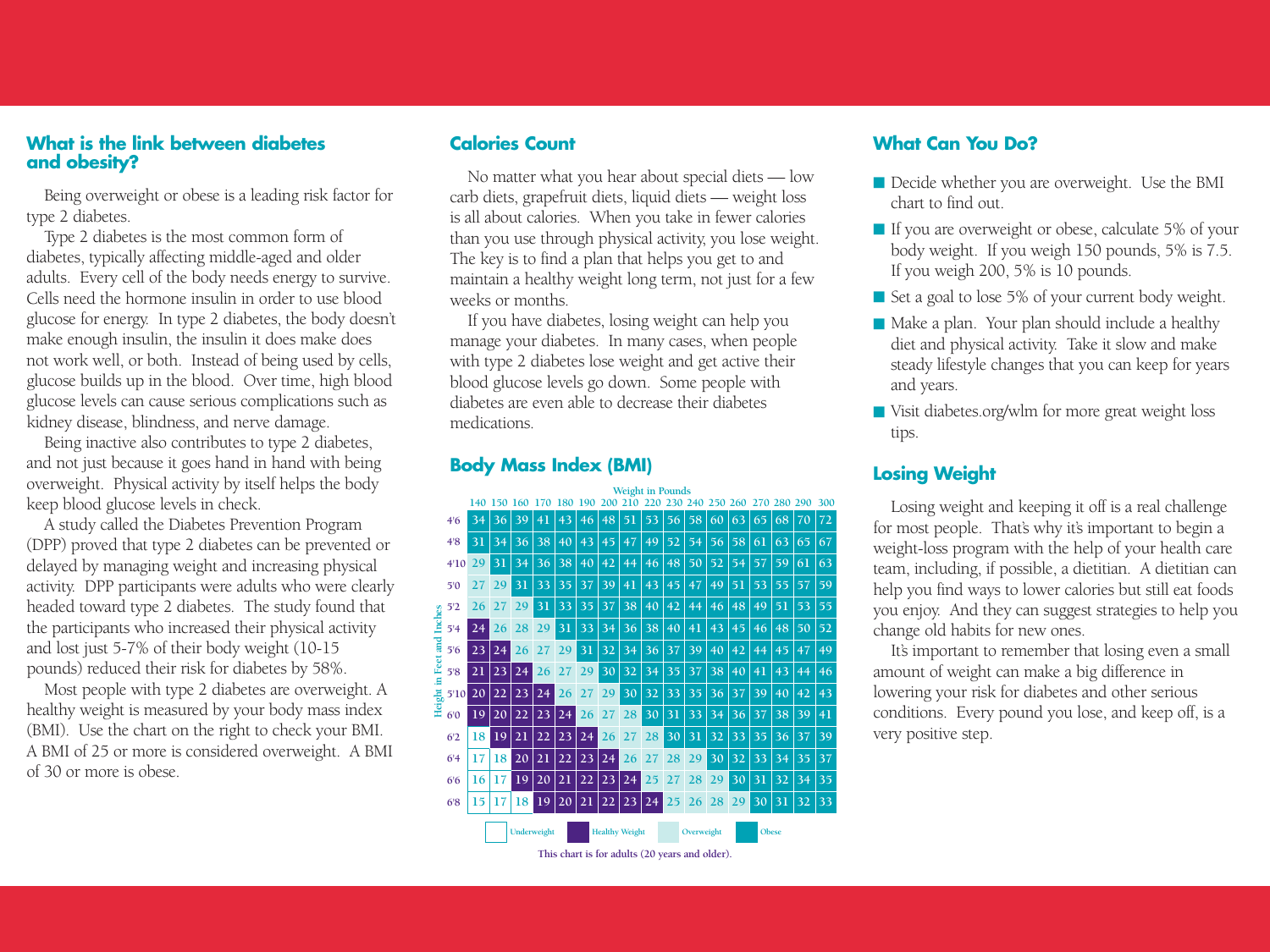## What is the link between diabetes and obesity?

Being overweight or obese is a leading risk factor for type 2 diabetes.

Type 2 diabetes is the most common form of diabetes, typically affecting middle-aged and older adults. Every cell of the body needs energy to survive. Cells need the hormone insulin in order to use blood glucose for energy. In type 2 diabetes, the body doesn't make enough insulin, the insulin it does make does not work well, or both. Instead of being used by cells, glucose builds up in the blood. Over time, high blood glucose levels can cause serious complications such as kidney disease, blindness, and nerve damage.

Being inactive also contributes to type 2 diabetes, and not just because it goes hand in hand with being overweight. Physical activity by itself helps the body keep blood glucose levels in check.

A study called the Diabetes Prevention Program (DPP) proved that type 2 diabetes can be prevented or delayed by managing weight and increasing physical activity. DPP participants were adults who were clearly headed toward type 2 diabetes. The study found that the participants who increased their physical activity and lost just 5-7% of their body weight (10-15 pounds) reduced their risk for diabetes by 58%.

Most people with type 2 diabetes are overweight. A healthy weight is measured by your body mass index (BMI). Use the chart on the right to check your BMI. A BMI of 25 or more is considered overweight. A BMI of 30 or more is obese.

## Calories Count

No matter what you hear about special diets — low carb diets, grapefruit diets, liquid diets — weight loss is all about calories. When you take in fewer calories than you use through physical activity, you lose weight. The key is to find a plan that helps you get to and maintain a healthy weight long term, not just for a few weeks or months.

If you have diabetes, losing weight can help you manage your diabetes. In many cases, when people with type 2 diabetes lose weight and get active their blood glucose levels go down. Some people with diabetes are even able to decrease their diabetes medications.

## Body Mass Index (BMI)

Weight in Pounds

| Height in Feet and Inches | 140 | 150 | 160 | 170 | 180 | 190 | 200 | 210 | 220 | 230 | 240 | 250 | 260 | 270 | 280 | 290 | 300 |
|---|---|---|---|---|---|---|---|---|---|---|---|---|---|---|---|---|---|
| 4'6 | 34 | 36 | 39 | 41 | 43 | 46 | 48 | 51 | 53 | 56 | 58 | 60 | 63 | 65 | 68 | 70 | 72 |
| 4'8 | 31 | 34 | 36 | 38 | 40 | 43 | 45 | 47 | 49 | 52 | 54 | 56 | 58 | 61 | 63 | 65 | 67 |
| 4'10 | 29 | 31 | 34 | 36 | 38 | 40 | 42 | 44 | 46 | 48 | 50 | 52 | 54 | 57 | 59 | 61 | 63 |
| 5'0 | 27 | 29 | 31 | 33 | 35 | 37 | 39 | 41 | 43 | 45 | 47 | 49 | 51 | 53 | 55 | 57 | 59 |
| 5'2 | 26 | 27 | 29 | 31 | 33 | 35 | 37 | 38 | 40 | 42 | 44 | 46 | 48 | 49 | 51 | 53 | 55 |
| 5'4 | 24 | 26 | 28 | 29 | 31 | 33 | 34 | 36 | 38 | 40 | 41 | 43 | 45 | 46 | 48 | 50 | 52 |
| 5'6 | 23 | 24 | 26 | 27 | 29 | 31 | 32 | 34 | 36 | 37 | 39 | 40 | 42 | 44 | 45 | 47 | 49 |
| 5'8 | 21 | 23 | 24 | 26 | 27 | 29 | 30 | 32 | 34 | 35 | 37 | 38 | 40 | 41 | 43 | 44 | 46 |
| 5'10 | 20 | 22 | 23 | 24 | 26 | 27 | 29 | 30 | 32 | 33 | 35 | 36 | 37 | 39 | 40 | 42 | 43 |
| 6'0 | 19 | 20 | 22 | 23 | 24 | 26 | 27 | 28 | 30 | 31 | 33 | 34 | 36 | 37 | 38 | 39 | 41 |
| 6'2 | 18 | 19 | 21 | 22 | 23 | 24 | 26 | 27 | 28 | 30 | 31 | 32 | 33 | 35 | 36 | 37 | 39 |
| 6'4 | 17 | 18 | 20 | 21 | 22 | 23 | 24 | 26 | 27 | 28 | 29 | 30 | 32 | 33 | 34 | 35 | 37 |
| 6'6 | 16 | 17 | 19 | 20 | 21 | 22 | 23 | 24 | 25 | 27 | 28 | 29 | 30 | 31 | 32 | 34 | 35 |
| 6'8 | 15 | 17 | 18 | 19 | 20 | 21 | 22 | 23 | 24 | 25 | 26 | 28 | 29 | 30 | 31 | 32 | 33 |

Underweight | Healthy Weight | Overweight | Obese

This chart is for adults (20 years and older).

## What Can You Do?

- Decide whether you are overweight. Use the BMI chart to find out.
- If you are overweight or obese, calculate 5% of your body weight. If you weigh 150 pounds, 5% is 7.5. If you weigh 200, 5% is 10 pounds.
- Set a goal to lose 5% of your current body weight.
- Make a plan. Your plan should include a healthy diet and physical activity. Take it slow and make steady lifestyle changes that you can keep for years and years.
- Visit diabetes.org/wlm for more great weight loss tips.

## Losing Weight

Losing weight and keeping it off is a real challenge for most people. That's why it's important to begin a weight-loss program with the help of your health care team, including, if possible, a dietitian. A dietitian can help you find ways to lower calories but still eat foods you enjoy. And they can suggest strategies to help you change old habits for new ones.

It's important to remember that losing even a small amount of weight can make a big difference in lowering your risk for diabetes and other serious conditions. Every pound you lose, and keep off, is a very positive step.